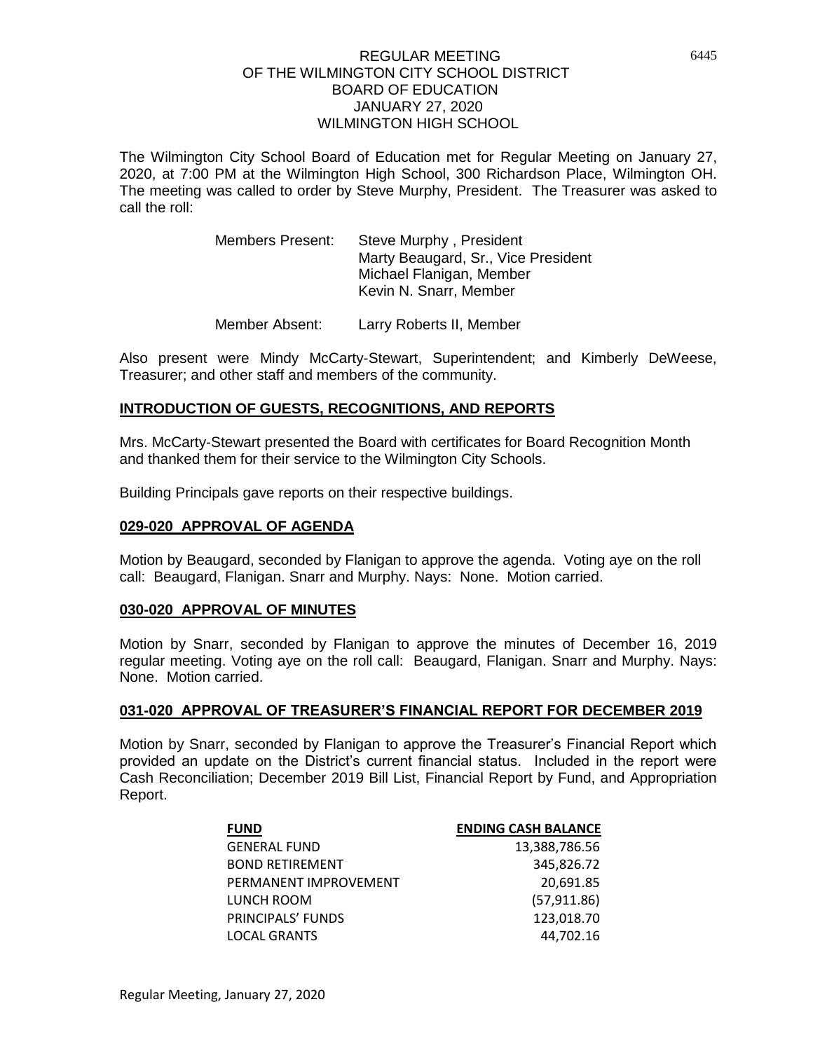# REGULAR MEETING
# OF THE WILMINGTON CITY SCHOOL DISTRICT
# BOARD OF EDUCATION
# JANUARY 27, 2020
# WILMINGTON HIGH SCHOOL

The Wilmington City School Board of Education met for Regular Meeting on January 27, 2020, at 7:00 PM at the Wilmington High School, 300 Richardson Place, Wilmington OH. The meeting was called to order by Steve Murphy, President. The Treasurer was asked to call the roll:

Members Present: Steve Murphy , President
Marty Beaugard, Sr., Vice President
Michael Flanigan, Member
Kevin N. Snarr, Member

Member Absent: Larry Roberts II, Member

Also present were Mindy McCarty-Stewart, Superintendent; and Kimberly DeWeese, Treasurer; and other staff and members of the community.

## INTRODUCTION OF GUESTS, RECOGNITIONS, AND REPORTS

Mrs. McCarty-Stewart presented the Board with certificates for Board Recognition Month and thanked them for their service to the Wilmington City Schools.

Building Principals gave reports on their respective buildings.

## 029-020 APPROVAL OF AGENDA

Motion by Beaugard, seconded by Flanigan to approve the agenda. Voting aye on the roll call: Beaugard, Flanigan. Snarr and Murphy. Nays: None. Motion carried.

## 030-020 APPROVAL OF MINUTES

Motion by Snarr, seconded by Flanigan to approve the minutes of December 16, 2019 regular meeting. Voting aye on the roll call: Beaugard, Flanigan. Snarr and Murphy. Nays: None. Motion carried.

## 031-020 APPROVAL OF TREASURER'S FINANCIAL REPORT FOR DECEMBER 2019

Motion by Snarr, seconded by Flanigan to approve the Treasurer's Financial Report which provided an update on the District's current financial status. Included in the report were Cash Reconciliation; December 2019 Bill List, Financial Report by Fund, and Appropriation Report.

| FUND | ENDING CASH BALANCE |
|---|---|
| GENERAL FUND | 13,388,786.56 |
| BOND RETIREMENT | 345,826.72 |
| PERMANENT IMPROVEMENT | 20,691.85 |
| LUNCH ROOM | (57,911.86) |
| PRINCIPALS' FUNDS | 123,018.70 |
| LOCAL GRANTS | 44,702.16 |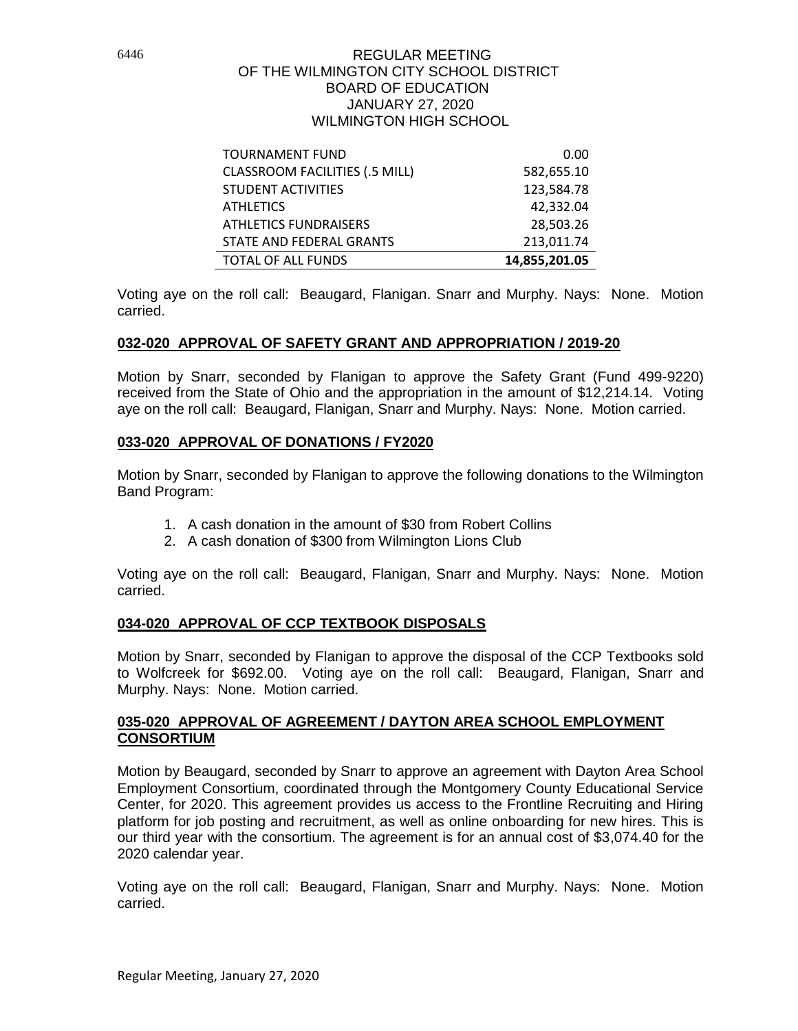| TOURNAMENT FUND | 0.00 |
|---|---|
| CLASSROOM FACILITIES (.5 MILL) | 582,655.10 |
| STUDENT ACTIVITIES | 123,584.78 |
| ATHLETICS | 42,332.04 |
| ATHLETICS FUNDRAISERS | 28,503.26 |
| STATE AND FEDERAL GRANTS | 213,011.74 |
| TOTAL OF ALL FUNDS | **14,855,201.05** |

Voting aye on the roll call: Beaugard, Flanigan. Snarr and Murphy. Nays: None. Motion carried.

## 032-020 APPROVAL OF SAFETY GRANT AND APPROPRIATION / 2019-20

Motion by Snarr, seconded by Flanigan to approve the Safety Grant (Fund 499-9220) received from the State of Ohio and the appropriation in the amount of $12,214.14. Voting aye on the roll call: Beaugard, Flanigan, Snarr and Murphy. Nays: None. Motion carried.

## 033-020 APPROVAL OF DONATIONS / FY2020

Motion by Snarr, seconded by Flanigan to approve the following donations to the Wilmington Band Program:

1. A cash donation in the amount of $30 from Robert Collins
2. A cash donation of $300 from Wilmington Lions Club

Voting aye on the roll call: Beaugard, Flanigan, Snarr and Murphy. Nays: None. Motion carried.

## 034-020 APPROVAL OF CCP TEXTBOOK DISPOSALS

Motion by Snarr, seconded by Flanigan to approve the disposal of the CCP Textbooks sold to Wolfcreek for $692.00. Voting aye on the roll call: Beaugard, Flanigan, Snarr and Murphy. Nays: None. Motion carried.

## 035-020 APPROVAL OF AGREEMENT / DAYTON AREA SCHOOL EMPLOYMENT CONSORTIUM

Motion by Beaugard, seconded by Snarr to approve an agreement with Dayton Area School Employment Consortium, coordinated through the Montgomery County Educational Service Center, for 2020. This agreement provides us access to the Frontline Recruiting and Hiring platform for job posting and recruitment, as well as online onboarding for new hires. This is our third year with the consortium. The agreement is for an annual cost of $3,074.40 for the 2020 calendar year.

Voting aye on the roll call: Beaugard, Flanigan, Snarr and Murphy. Nays: None. Motion carried.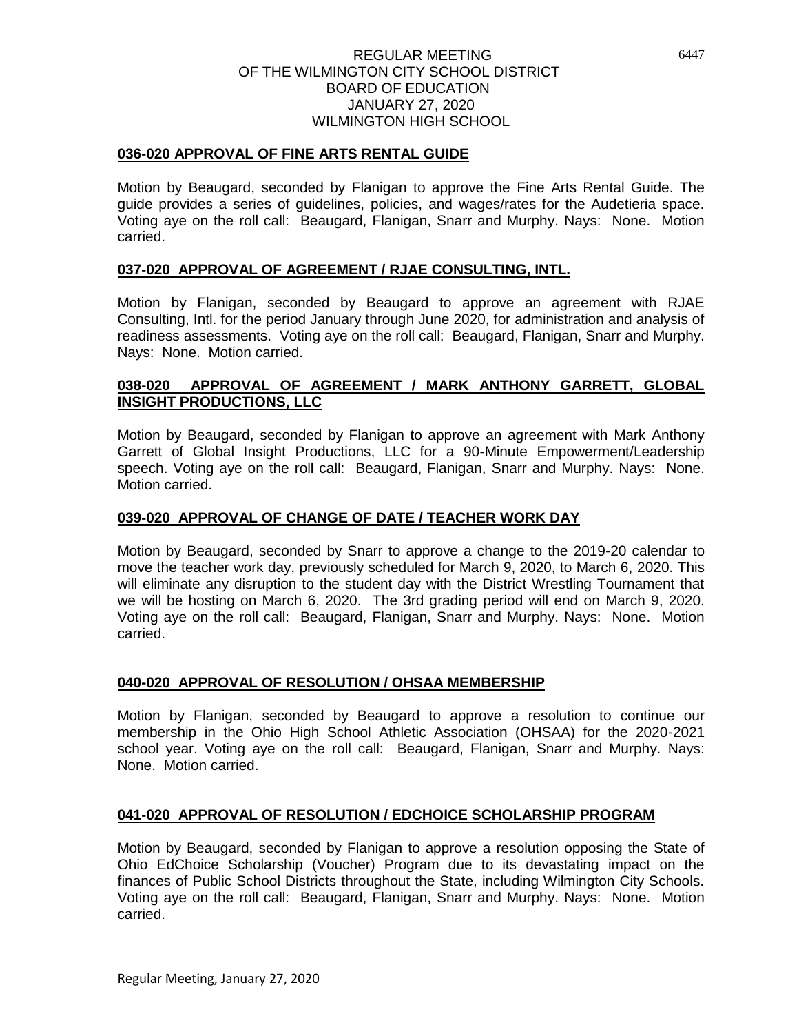REGULAR MEETING
OF THE WILMINGTON CITY SCHOOL DISTRICT
BOARD OF EDUCATION
JANUARY 27, 2020
WILMINGTON HIGH SCHOOL

**036-020 APPROVAL OF FINE ARTS RENTAL GUIDE**

Motion by Beaugard, seconded by Flanigan to approve the Fine Arts Rental Guide. The guide provides a series of guidelines, policies, and wages/rates for the Audetieria space. Voting aye on the roll call: Beaugard, Flanigan, Snarr and Murphy. Nays: None. Motion carried.

**037-020 APPROVAL OF AGREEMENT / RJAE CONSULTING, INTL.**

Motion by Flanigan, seconded by Beaugard to approve an agreement with RJAE Consulting, Intl. for the period January through June 2020, for administration and analysis of readiness assessments. Voting aye on the roll call: Beaugard, Flanigan, Snarr and Murphy. Nays: None. Motion carried.

**038-020 APPROVAL OF AGREEMENT / MARK ANTHONY GARRETT, GLOBAL INSIGHT PRODUCTIONS, LLC**

Motion by Beaugard, seconded by Flanigan to approve an agreement with Mark Anthony Garrett of Global Insight Productions, LLC for a 90-Minute Empowerment/Leadership speech. Voting aye on the roll call: Beaugard, Flanigan, Snarr and Murphy. Nays: None. Motion carried.

**039-020 APPROVAL OF CHANGE OF DATE / TEACHER WORK DAY**

Motion by Beaugard, seconded by Snarr to approve a change to the 2019-20 calendar to move the teacher work day, previously scheduled for March 9, 2020, to March 6, 2020. This will eliminate any disruption to the student day with the District Wrestling Tournament that we will be hosting on March 6, 2020. The 3rd grading period will end on March 9, 2020. Voting aye on the roll call: Beaugard, Flanigan, Snarr and Murphy. Nays: None. Motion carried.

**040-020 APPROVAL OF RESOLUTION / OHSAA MEMBERSHIP**

Motion by Flanigan, seconded by Beaugard to approve a resolution to continue our membership in the Ohio High School Athletic Association (OHSAA) for the 2020-2021 school year. Voting aye on the roll call: Beaugard, Flanigan, Snarr and Murphy. Nays: None. Motion carried.

**041-020 APPROVAL OF RESOLUTION / EDCHOICE SCHOLARSHIP PROGRAM**

Motion by Beaugard, seconded by Flanigan to approve a resolution opposing the State of Ohio EdChoice Scholarship (Voucher) Program due to its devastating impact on the finances of Public School Districts throughout the State, including Wilmington City Schools. Voting aye on the roll call: Beaugard, Flanigan, Snarr and Murphy. Nays: None. Motion carried.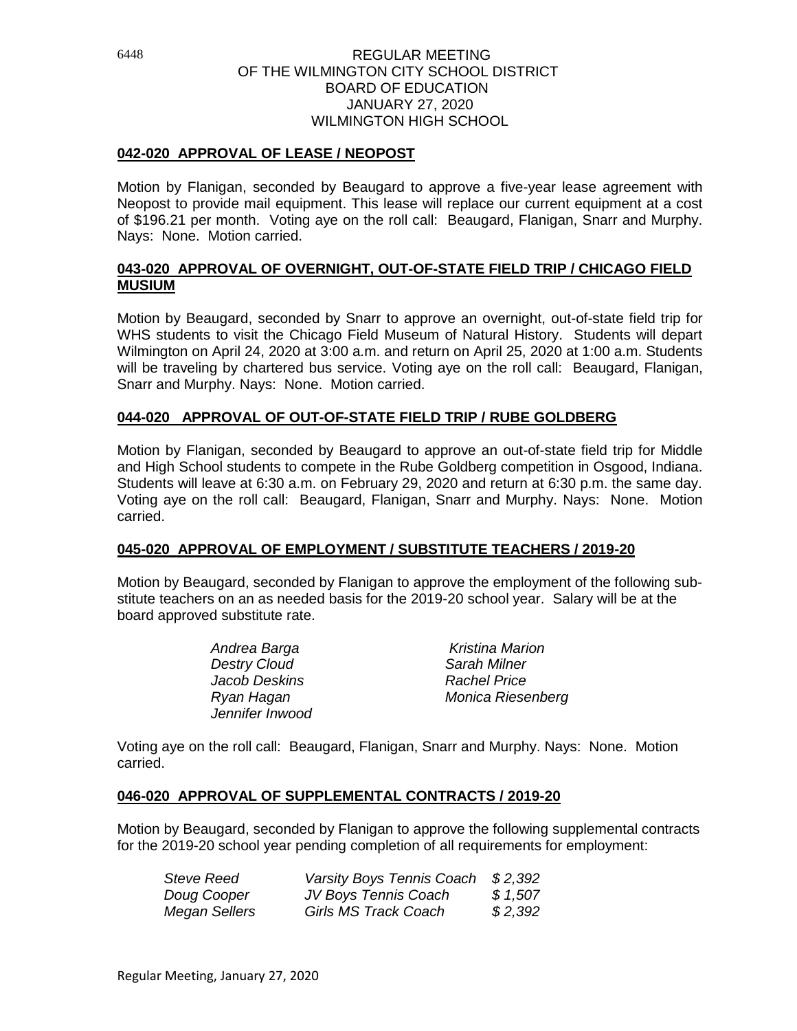REGULAR MEETING
OF THE WILMINGTON CITY SCHOOL DISTRICT
BOARD OF EDUCATION
JANUARY 27, 2020
WILMINGTON HIGH SCHOOL

**042-020 APPROVAL OF LEASE / NEOPOST**

Motion by Flanigan, seconded by Beaugard to approve a five-year lease agreement with Neopost to provide mail equipment. This lease will replace our current equipment at a cost of $196.21 per month. Voting aye on the roll call: Beaugard, Flanigan, Snarr and Murphy. Nays: None. Motion carried.

**043-020 APPROVAL OF OVERNIGHT, OUT-OF-STATE FIELD TRIP / CHICAGO FIELD MUSIUM**

Motion by Beaugard, seconded by Snarr to approve an overnight, out-of-state field trip for WHS students to visit the Chicago Field Museum of Natural History. Students will depart Wilmington on April 24, 2020 at 3:00 a.m. and return on April 25, 2020 at 1:00 a.m. Students will be traveling by chartered bus service. Voting aye on the roll call: Beaugard, Flanigan, Snarr and Murphy. Nays: None. Motion carried.

**044-020 APPROVAL OF OUT-OF-STATE FIELD TRIP / RUBE GOLDBERG**

Motion by Flanigan, seconded by Beaugard to approve an out-of-state field trip for Middle and High School students to compete in the Rube Goldberg competition in Osgood, Indiana. Students will leave at 6:30 a.m. on February 29, 2020 and return at 6:30 p.m. the same day. Voting aye on the roll call: Beaugard, Flanigan, Snarr and Murphy. Nays: None. Motion carried.

**045-020 APPROVAL OF EMPLOYMENT / SUBSTITUTE TEACHERS / 2019-20**

Motion by Beaugard, seconded by Flanigan to approve the employment of the following substitute teachers on an as needed basis for the 2019-20 school year. Salary will be at the board approved substitute rate.

| | |
|---|---|
| *Andrea Barga* | *Kristina Marion* |
| *Destry Cloud* | *Sarah Milner* |
| *Jacob Deskins* | *Rachel Price* |
| *Ryan Hagan* | *Monica Riesenberg* |
| *Jennifer Inwood* | |

Voting aye on the roll call: Beaugard, Flanigan, Snarr and Murphy. Nays: None. Motion carried.

**046-020 APPROVAL OF SUPPLEMENTAL CONTRACTS / 2019-20**

Motion by Beaugard, seconded by Flanigan to approve the following supplemental contracts for the 2019-20 school year pending completion of all requirements for employment:

| | | |
|---|---|---|
| *Steve Reed* | *Varsity Boys Tennis Coach* | *$ 2,392* |
| *Doug Cooper* | *JV Boys Tennis Coach* | *$ 1,507* |
| *Megan Sellers* | *Girls MS Track Coach* | *$ 2,392* |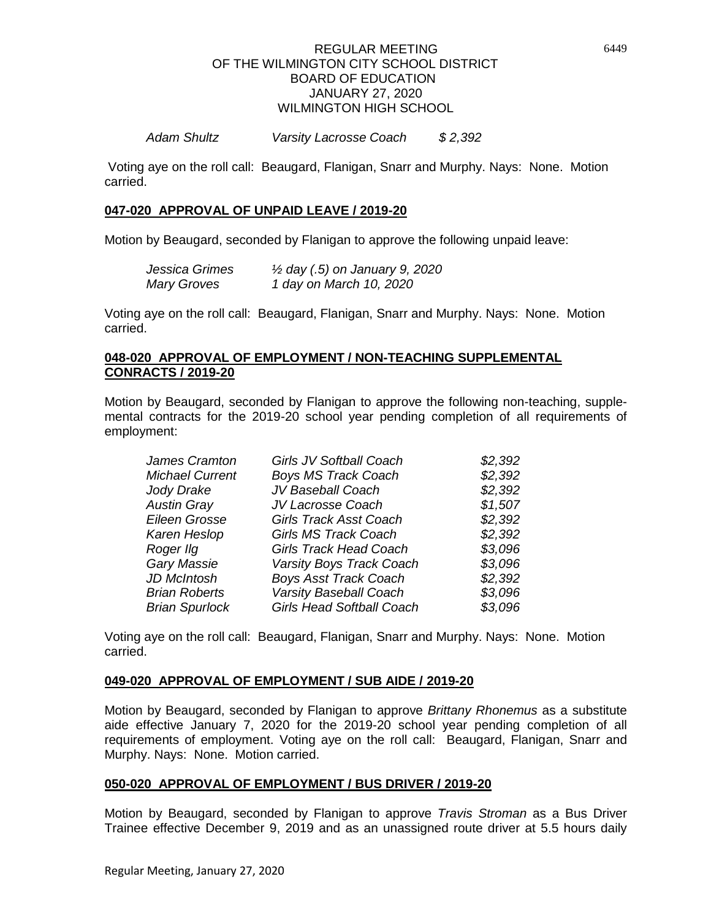| | | |
|---|---|---|
| *Adam Shultz* | *Varsity Lacrosse Coach* | *$ 2,392* |

Voting aye on the roll call: Beaugard, Flanigan, Snarr and Murphy. Nays: None. Motion carried.

**047-020 APPROVAL OF UNPAID LEAVE / 2019-20**

Motion by Beaugard, seconded by Flanigan to approve the following unpaid leave:

| | |
|---|---|
| *Jessica Grimes* | *½ day (.5) on January 9, 2020* |
| *Mary Groves* | *1 day on March 10, 2020* |

Voting aye on the roll call: Beaugard, Flanigan, Snarr and Murphy. Nays: None. Motion carried.

**048-020 APPROVAL OF EMPLOYMENT / NON-TEACHING SUPPLEMENTAL CONRACTS / 2019-20**

Motion by Beaugard, seconded by Flanigan to approve the following non-teaching, supplemental contracts for the 2019-20 school year pending completion of all requirements of employment:

| | | |
|---|---|---|
| *James Cramton* | *Girls JV Softball Coach* | *$2,392* |
| *Michael Current* | *Boys MS Track Coach* | *$2,392* |
| *Jody Drake* | *JV Baseball Coach* | *$2,392* |
| *Austin Gray* | *JV Lacrosse Coach* | *$1,507* |
| *Eileen Grosse* | *Girls Track Asst Coach* | *$2,392* |
| *Karen Heslop* | *Girls MS Track Coach* | *$2,392* |
| *Roger Ilg* | *Girls Track Head Coach* | *$3,096* |
| *Gary Massie* | *Varsity Boys Track Coach* | *$3,096* |
| *JD McIntosh* | *Boys Asst Track Coach* | *$2,392* |
| *Brian Roberts* | *Varsity Baseball Coach* | *$3,096* |
| *Brian Spurlock* | *Girls Head Softball Coach* | *$3,096* |

Voting aye on roll call: Beaugard, Flanigan, Snarr and Murphy. Nays: None. Motion carried.

**049-020 APPROVAL OF EMPLOYMENT / SUB AIDE / 2019-20**

Motion by Beaugard, seconded by Flanigan to approve *Brittany Rhonemus* as a substitute aide effective January 7, 2020 for the 2019-20 school year pending completion of all requirements of employment. Voting aye on the roll call: Beaugard, Flanigan, Snarr and Murphy. Nays: None. Motion carried.

**050-020 APPROVAL OF EMPLOYMENT / BUS DRIVER / 2019-20**

Motion by Beaugard, seconded by Flanigan to approve *Travis Stroman* as a Bus Driver Trainee effective December 9, 2019 and as an unassigned route driver at 5.5 hours daily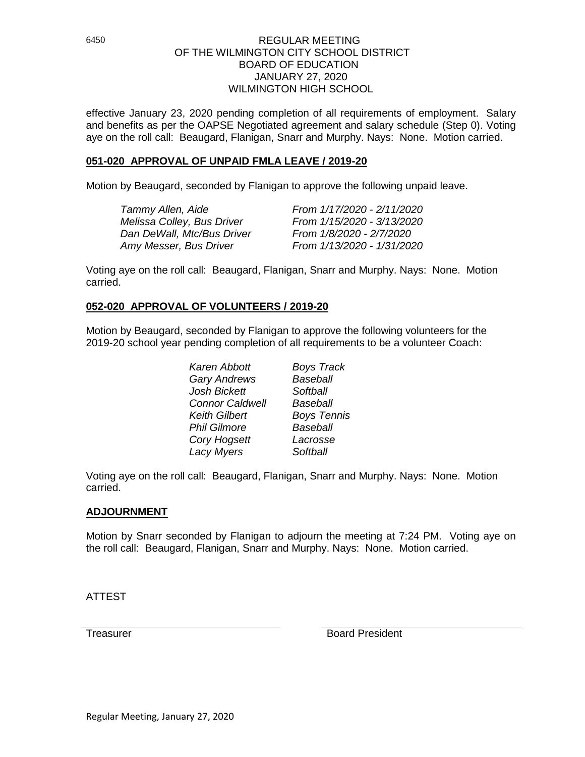effective January 23, 2020 pending completion of all requirements of employment. Salary and benefits as per the OAPSE Negotiated agreement and salary schedule (Step 0). Voting aye on the roll call: Beaugard, Flanigan, Snarr and Murphy. Nays: None. Motion carried.

## **051-020 APPROVAL OF UNPAID FMLA LEAVE / 2019-20**

Motion by Beaugard, seconded by Flanigan to approve the following unpaid leave.

| | |
|---|---|
| *Tammy Allen, Aide* | *From 1/17/2020 - 2/11/2020* |
| *Melissa Colley, Bus Driver* | *From 1/15/2020 - 3/13/2020* |
| *Dan DeWall, Mtc/Bus Driver* | *From 1/8/2020 - 2/7/2020* |
| *Amy Messer, Bus Driver* | *From 1/13/2020 - 1/31/2020* |

Voting aye on the roll call: Beaugard, Flanigan, Snarr and Murphy. Nays: None. Motion carried.

## **052-020 APPROVAL OF VOLUNTEERS / 2019-20**

Motion by Beaugard, seconded by Flanigan to approve the following volunteers for the 2019-20 school year pending completion of all requirements to be a volunteer Coach:

| | |
|---|---|
| *Karen Abbott* | *Boys Track* |
| *Gary Andrews* | *Baseball* |
| *Josh Bickett* | *Softball* |
| *Connor Caldwell* | *Baseball* |
| *Keith Gilbert* | *Boys Tennis* |
| *Phil Gilmore* | *Baseball* |
| *Cory Hogsett* | *Lacrosse* |
| *Lacy Myers* | *Softball* |

Voting aye on the roll call: Beaugard, Flanigan, Snarr and Murphy. Nays: None. Motion carried.

## **ADJOURNMENT**

Motion by Snarr seconded by Flanigan to adjourn the meeting at 7:24 PM. Voting aye on the roll call: Beaugard, Flanigan, Snarr and Murphy. Nays: None. Motion carried.

ATTEST

Treasurer

Board President